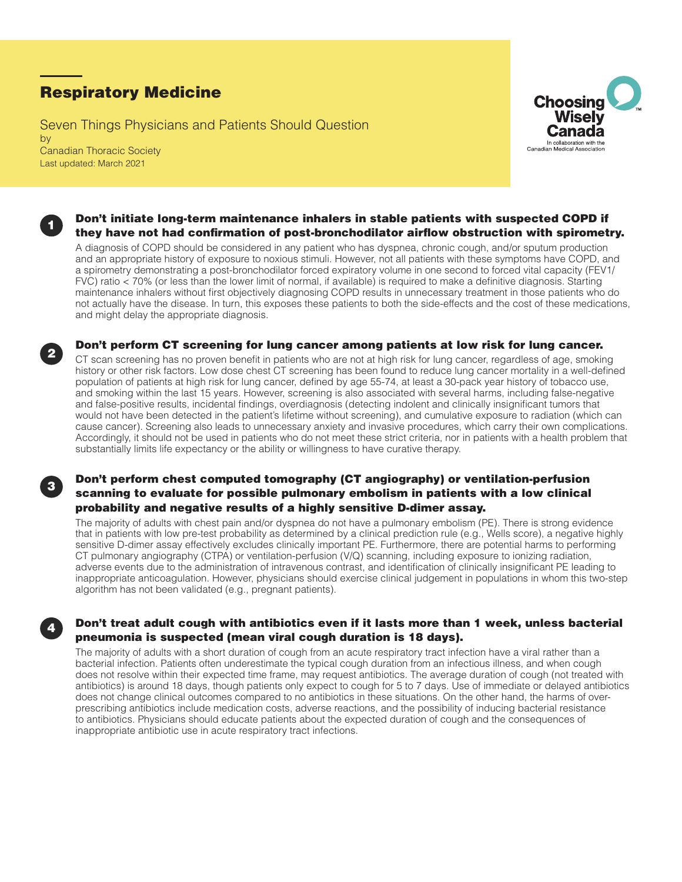# Respiratory Medicine

Seven Things Physicians and Patients Should Question
by
Canadian Thoracic Society
Last updated: March 2021

Choosing Wisely Canada
In collaboration with the Canadian Medical Association

## 1. Don't initiate long-term maintenance inhalers in stable patients with suspected COPD if they have not had confirmation of post-bronchodilator airflow obstruction with spirometry.

A diagnosis of COPD should be considered in any patient who has dyspnea, chronic cough, and/or sputum production and an appropriate history of exposure to noxious stimuli. However, not all patients with these symptoms have COPD, and a spirometry demonstrating a post-bronchodilator forced expiratory volume in one second to forced vital capacity (FEV1/FVC) ratio < 70% (or less than the lower limit of normal, if available) is required to make a definitive diagnosis. Starting maintenance inhalers without first objectively diagnosing COPD results in unnecessary treatment in those patients who do not actually have the disease. In turn, this exposes these patients to both the side-effects and the cost of these medications, and might delay the appropriate diagnosis.

## 2. Don't perform CT screening for lung cancer among patients at low risk for lung cancer.

CT scan screening has no proven benefit in patients who are not at high risk for lung cancer, regardless of age, smoking history or other risk factors. Low dose chest CT screening has been found to reduce lung cancer mortality in a well-defined population of patients at high risk for lung cancer, defined by age 55-74, at least a 30-pack year history of tobacco use, and smoking within the last 15 years. However, screening is also associated with several harms, including false-negative and false-positive results, incidental findings, overdiagnosis (detecting indolent and clinically insignificant tumors that would not have been detected in the patient's lifetime without screening), and cumulative exposure to radiation (which can cause cancer). Screening also leads to unnecessary anxiety and invasive procedures, which carry their own complications. Accordingly, it should not be used in patients who do not meet these strict criteria, nor in patients with a health problem that substantially limits life expectancy or the ability or willingness to have curative therapy.

## 3. Don't perform chest computed tomography (CT angiography) or ventilation-perfusion scanning to evaluate for possible pulmonary embolism in patients with a low clinical probability and negative results of a highly sensitive D-dimer assay.

The majority of adults with chest pain and/or dyspnea do not have a pulmonary embolism (PE). There is strong evidence that in patients with low pre-test probability as determined by a clinical prediction rule (e.g., Wells score), a negative highly sensitive D-dimer assay effectively excludes clinically important PE. Furthermore, there are potential harms to performing CT pulmonary angiography (CTPA) or ventilation-perfusion (V/Q) scanning, including exposure to ionizing radiation, adverse events due to the administration of intravenous contrast, and identification of clinically insignificant PE leading to inappropriate anticoagulation. However, physicians should exercise clinical judgement in populations in whom this two-step algorithm has not been validated (e.g., pregnant patients).

## 4. Don't treat adult cough with antibiotics even if it lasts more than 1 week, unless bacterial pneumonia is suspected (mean viral cough duration is 18 days).

The majority of adults with a short duration of cough from an acute respiratory tract infection have a viral rather than a bacterial infection. Patients often underestimate the typical cough duration from an infectious illness, and when cough does not resolve within their expected time frame, may request antibiotics. The average duration of cough (not treated with antibiotics) is around 18 days, though patients only expect to cough for 5 to 7 days. Use of immediate or delayed antibiotics does not change clinical outcomes compared to no antibiotics in these situations. On the other hand, the harms of over-prescribing antibiotics include medication costs, adverse reactions, and the possibility of inducing bacterial resistance to antibiotics. Physicians should educate patients about the expected duration of cough and the consequences of inappropriate antibiotic use in acute respiratory tract infections.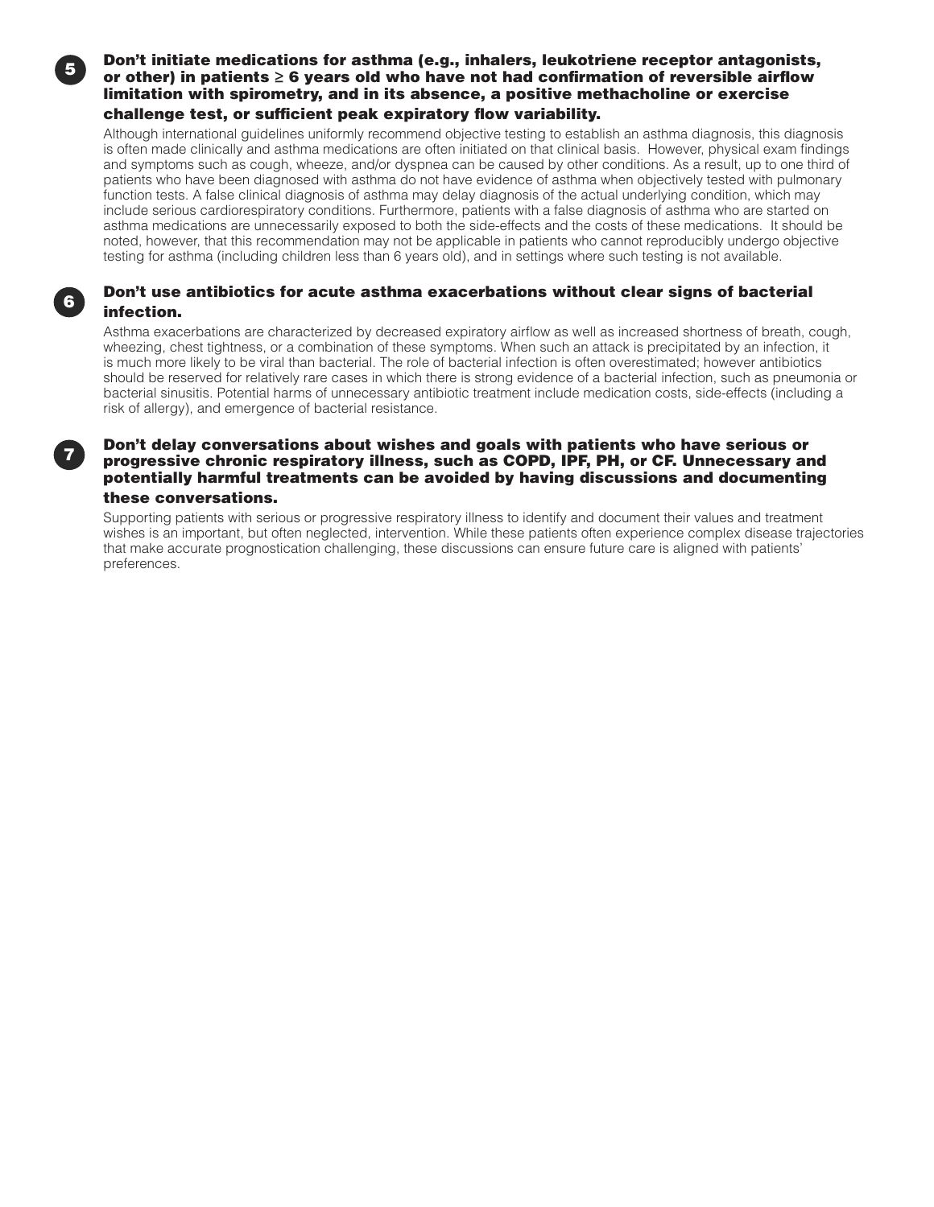**5. Don't initiate medications for asthma (e.g., inhalers, leukotriene receptor antagonists, or other) in patients ≥ 6 years old who have not had confirmation of reversible airflow limitation with spirometry, and in its absence, a positive methacholine or exercise challenge test, or sufficient peak expiratory flow variability.**

Although international guidelines uniformly recommend objective testing to establish an asthma diagnosis, this diagnosis is often made clinically and asthma medications are often initiated on that clinical basis. However, physical exam findings and symptoms such as cough, wheeze, and/or dyspnea can be caused by other conditions. As a result, up to one third of patients who have been diagnosed with asthma do not have evidence of asthma when objectively tested with pulmonary function tests. A false clinical diagnosis of asthma may delay diagnosis of the actual underlying condition, which may include serious cardiorespiratory conditions. Furthermore, patients with a false diagnosis of asthma who are started on asthma medications are unnecessarily exposed to both the side-effects and the costs of these medications. It should be noted, however, that this recommendation may not be applicable in patients who cannot reproducibly undergo objective testing for asthma (including children less than 6 years old), and in settings where such testing is not available.

**6. Don't use antibiotics for acute asthma exacerbations without clear signs of bacterial infection.**

Asthma exacerbations are characterized by decreased expiratory airflow as well as increased shortness of breath, cough, wheezing, chest tightness, or a combination of these symptoms. When such an attack is precipitated by an infection, it is much more likely to be viral than bacterial. The role of bacterial infection is often overestimated; however antibiotics should be reserved for relatively rare cases in which there is strong evidence of a bacterial infection, such as pneumonia or bacterial sinusitis. Potential harms of unnecessary antibiotic treatment include medication costs, side-effects (including a risk of allergy), and emergence of bacterial resistance.

**7. Don't delay conversations about wishes and goals with patients who have serious or progressive chronic respiratory illness, such as COPD, IPF, PH, or CF. Unnecessary and potentially harmful treatments can be avoided by having discussions and documenting these conversations.**

Supporting patients with serious or progressive respiratory illness to identify and document their values and treatment wishes is an important, but often neglected, intervention. While these patients often experience complex disease trajectories that make accurate prognostication challenging, these discussions can ensure future care is aligned with patients' preferences.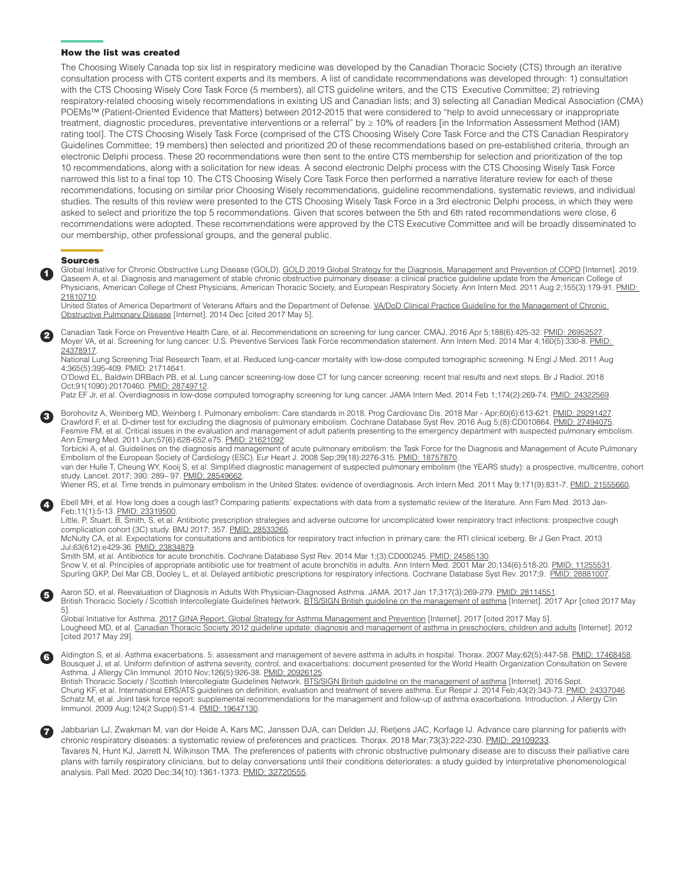## How the list was created

The Choosing Wisely Canada top six list in respiratory medicine was developed by the Canadian Thoracic Society (CTS) through an iterative consultation process with CTS content experts and its members. A list of candidate recommendations was developed through: 1) consultation with the CTS Choosing Wisely Core Task Force (5 members), all CTS guideline writers, and the CTS Executive Committee; 2) retrieving respiratory-related choosing wisely recommendations in existing US and Canadian lists; and 3) selecting all Canadian Medical Association (CMA) POEMs™ (Patient-Oriented Evidence that Matters) between 2012-2015 that were considered to "help to avoid unnecessary or inappropriate treatment, diagnostic procedures, preventative interventions or a referral" by ≥ 10% of readers [in the Information Assessment Method (IAM) rating tool]. The CTS Choosing Wisely Task Force (comprised of the CTS Choosing Wisely Core Task Force and the CTS Canadian Respiratory Guidelines Committee; 19 members) then selected and prioritized 20 of these recommendations based on pre-established criteria, through an electronic Delphi process. These 20 recommendations were then sent to the entire CTS membership for selection and prioritization of the top 10 recommendations, along with a solicitation for new ideas. A second electronic Delphi process with the CTS Choosing Wisely Task Force narrowed this list to a final top 10. The CTS Choosing Wisely Core Task Force then performed a narrative literature review for each of these recommendations, focusing on similar prior Choosing Wisely recommendations, guideline recommendations, systematic reviews, and individual studies. The results of this review were presented to the CTS Choosing Wisely Task Force in a 3rd electronic Delphi process, in which they were asked to select and prioritize the top 5 recommendations. Given that scores between the 5th and 6th rated recommendations were close, 6 recommendations were adopted. These recommendations were approved by the CTS Executive Committee and will be broadly disseminated to our membership, other professional groups, and the general public.

## Sources

**1**

Global Initiative for Chronic Obstructive Lung Disease (GOLD). GOLD 2019 Global Strategy for the Diagnosis, Management and Prevention of COPD [Internet]. 2019.
Qaseem A, et al. Diagnosis and management of stable chronic obstructive pulmonary disease: a clinical practice guideline update from the American College of Physicians, American College of Chest Physicians, American Thoracic Society, and European Respiratory Society. Ann Intern Med. 2011 Aug 2;155(3):179-91. PMID: 21810710.
United States of America Department of Veterans Affairs and the Department of Defense. VA/DoD Clinical Practice Guideline for the Management of Chronic Obstructive Pulmonary Disease [Internet]. 2014 Dec [cited 2017 May 5].

**2**

Canadian Task Force on Preventive Health Care, et al. Recommendations on screening for lung cancer. CMAJ. 2016 Apr 5;188(6):425-32. PMID: 26952527.
Moyer VA, et al. Screening for lung cancer: U.S. Preventive Services Task Force recommendation statement. Ann Intern Med. 2014 Mar 4;160(5):330-8. PMID: 24378917.
National Lung Screening Trial Research Team, et al. Reduced lung-cancer mortality with low-dose computed tomographic screening. N Engl J Med. 2011 Aug 4;365(5):395-409. PMID: 21714641.
O'Dowd EL, Baldwin DRBach PB, et al. Lung cancer screening-low dose CT for lung cancer screening: recent trial results and next steps. Br J Radiol. 2018 Oct;91(1090):20170460. PMID: 28749712.
Patz EF Jr, et al. Overdiagnosis in low-dose computed tomography screening for lung cancer. JAMA Intern Med. 2014 Feb 1;174(2):269-74. PMID: 24322569.

**3**

Borohovitz A, Weinberg MD, Weinberg I. Pulmonary embolism: Care standards in 2018. Prog Cardiovasc Dis. 2018 Mar - Apr;60(6):613-621. PMID: 29291427.
Crawford F, et al. D-dimer test for excluding the diagnosis of pulmonary embolism. Cochrane Database Syst Rev. 2016 Aug 5;(8):CD010864. PMID: 27494075.
Fesmire FM, et al. Critical issues in the evaluation and management of adult patients presenting to the emergency department with suspected pulmonary embolism. Ann Emerg Med. 2011 Jun;57(6):628-652.e75. PMID: 21621092.
Torbicki A, et al. Guidelines on the diagnosis and management of acute pulmonary embolism: the Task Force for the Diagnosis and Management of Acute Pulmonary Embolism of the European Society of Cardiology (ESC). Eur Heart J. 2008 Sep;29(18):2276-315. PMID: 18757870.
van der Hulle T, Cheung WY, Kooij S, et al. Simplified diagnostic management of suspected pulmonary embolism (the YEARS study): a prospective, multicentre, cohort study. Lancet. 2017; 390: 289– 97. PMID: 28549662.
Wiener RS, et al. Time trends in pulmonary embolism in the United States: evidence of overdiagnosis. Arch Intern Med. 2011 May 9;171(9):831-7. PMID: 21555660.

**4**

Ebell MH, et al. How long does a cough last? Comparing patients' expectations with data from a systematic review of the literature. Ann Fam Med. 2013 Jan-Feb;11(1):5-13. PMID: 23319500.
Little, P, Stuart, B, Smith, S, et al. Antibiotic prescription strategies and adverse outcome for uncomplicated lower respiratory tract infections: prospective cough complication cohort (3C) study. BMJ 2017; 357. PMID: 28533265.
McNulty CA, et al. Expectations for consultations and antibiotics for respiratory tract infection in primary care: the RTI clinical iceberg. Br J Gen Pract. 2013 Jul;63(612):e429-36. PMID: 23834879.
Smith SM, et al. Antibiotics for acute bronchitis. Cochrane Database Syst Rev. 2014 Mar 1;(3):CD000245. PMID: 24585130.
Snow V, et al. Principles of appropriate antibiotic use for treatment of acute bronchitis in adults. Ann Intern Med. 2001 Mar 20;134(6):518-20. PMID: 11255531.
Spurling GKP, Del Mar CB, Dooley L, et al. Delayed antibiotic prescriptions for respiratory infections. Cochrane Database Syst Rev. 2017;9. PMID: 28881007.

**5**

Aaron SD, et al. Reevaluation of Diagnosis in Adults With Physician-Diagnosed Asthma. JAMA. 2017 Jan 17;317(3):269-279. PMID: 28114551.
British Thoracic Society / Scottish Intercollegiate Guidelines Network. BTS/SIGN British guideline on the management of asthma [Internet]. 2017 Apr [cited 2017 May 5].
Global Initiative for Asthma. 2017 GINA Report, Global Strategy for Asthma Management and Prevention [Internet]. 2017 [cited 2017 May 5].
Lougheed MD, et al. Canadian Thoracic Society 2012 guideline update: diagnosis and management of asthma in preschoolers, children and adults [Internet]. 2012 [cited 2017 May 29].

**6**

Aldington S, et al. Asthma exacerbations. 5: assessment and management of severe asthma in adults in hospital. Thorax. 2007 May;62(5):447-58. PMID: 17468458.
Bousquet J, et al. Uniform definition of asthma severity, control, and exacerbations: document presented for the World Health Organization Consultation on Severe Asthma. J Allergy Clin Immunol. 2010 Nov;126(5):926-38. PMID: 20926125.
British Thoracic Society / Scottish Intercollegiate Guidelines Network. BTS/SIGN British guideline on the management of asthma [Internet]. 2016 Sept.
Chung KF, et al. International ERS/ATS guidelines on definition, evaluation and treatment of severe asthma. Eur Respir J. 2014 Feb;43(2):343-73. PMID: 24337046.
Schatz M, et al. Joint task force report: supplemental recommendations for the management and follow-up of asthma exacerbations. Introduction. J Allergy Clin Immunol. 2009 Aug;124(2 Suppl):S1-4. PMID: 19647130.

**7**

Jabbarian LJ, Zwakman M, van der Heide A, Kars MC, Janssen DJA, can Delden JJ, Rietjens JAC, Korfage IJ. Advance care planning for patients with chronic respiratory diseases: a systematic review of preferences and practices. Thorax. 2018 Mar;73(3):222-230. PMID: 29109233.
Tavares N, Hunt KJ, Jarrett N, Wilkinson TMA. The preferences of patients with chronic obstructive pulmonary disease are to discuss their palliative care plans with family respiratory clinicians, but to delay conversations until their conditions deteriorates: a study guided by interpretative phenomenological analysis. Pall Med. 2020 Dec;34(10):1361-1373. PMID: 32720555.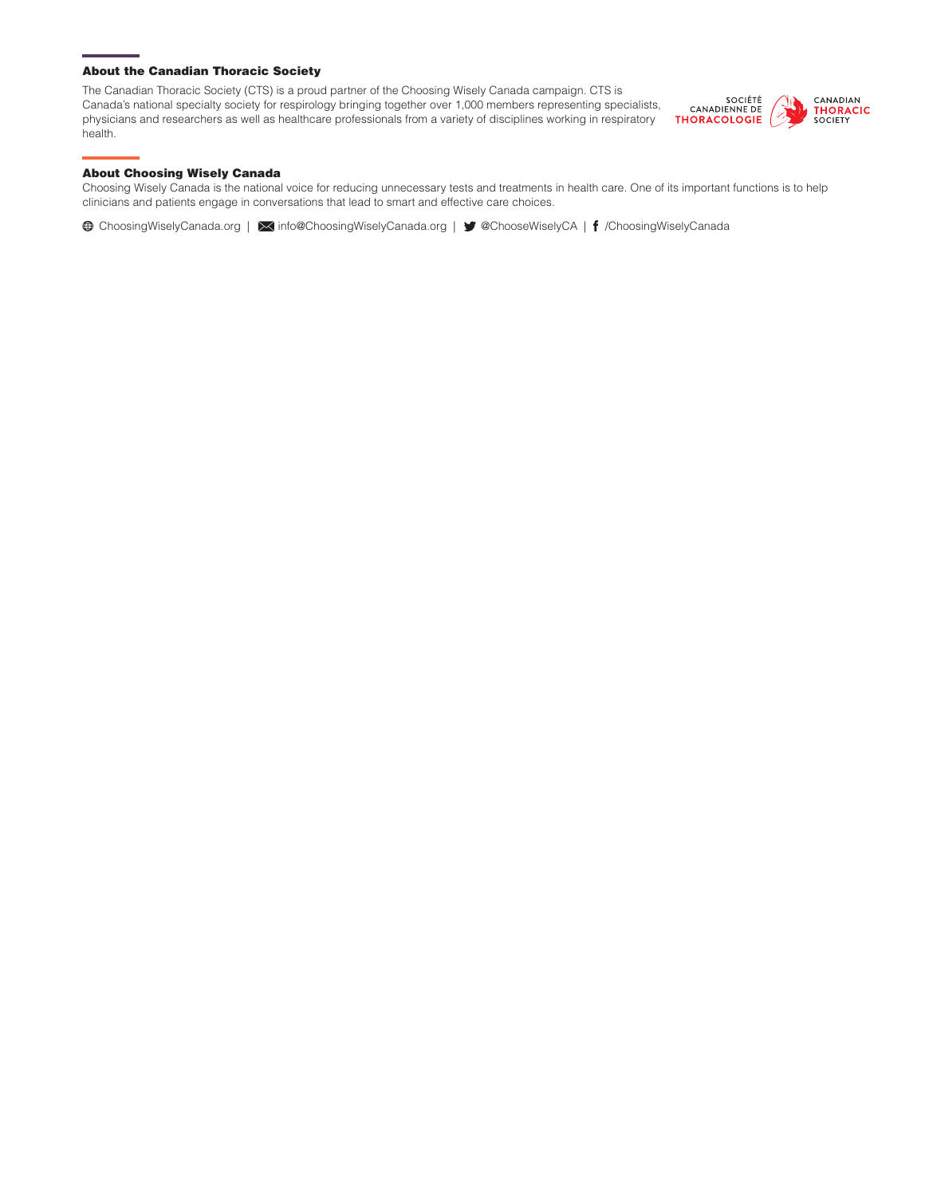### About the Canadian Thoracic Society

The Canadian Thoracic Society (CTS) is a proud partner of the Choosing Wisely Canada campaign. CTS is Canada's national specialty society for respirology bringing together over 1,000 members representing specialists, physicians and researchers as well as healthcare professionals from a variety of disciplines working in respiratory health.

SOCIÉTÉ CANADIENNE DE THORACOLOGIE | CANADIAN THORACIC SOCIETY

### About Choosing Wisely Canada

Choosing Wisely Canada is the national voice for reducing unnecessary tests and treatments in health care. One of its important functions is to help clinicians and patients engage in conversations that lead to smart and effective care choices.

ChoosingWiselyCanada.org | info@ChoosingWiselyCanada.org | @ChooseWiselyCA | /ChoosingWiselyCanada